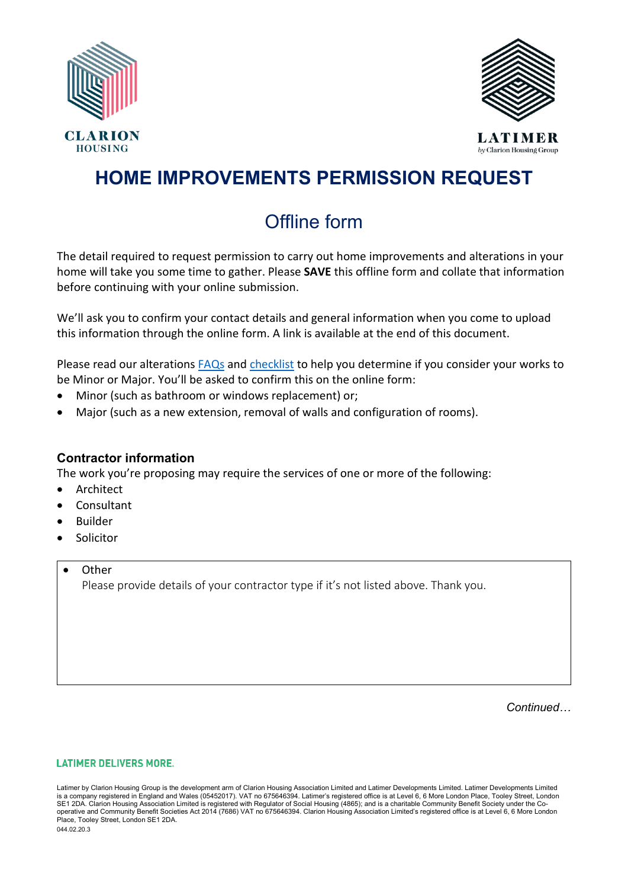# HOME IMPROVEMENTS PERMISSION REQUEST

## Offline form

The detail required to request permission to carry out home improvements and alterations in your home will take you some time to gather. Please **SAVE** this offline form and collate that information before continuing with your online submission.

We'll ask you to confirm your contact details and general information when you come to upload this information through the online form. A link is available at the end of this document.

Please read our alterations FAQs and checklist to help you determine if you consider your works to be Minor or Major. You'll be asked to confirm this on the online form:

- Minor (such as bathroom or windows replacement) or;
- Major (such as a new extension, removal of walls and configuration of rooms).

### Contractor information

The work you're proposing may require the services of one or more of the following:

- Architect
- Consultant
- Builder
- Solicitor
- Other
  Please provide details of your contractor type if it's not listed above. Thank you.

*Continued…*

LATIMER DELIVERS MORE.

Latimer by Clarion Housing Group is the development arm of Clarion Housing Association Limited and Latimer Developments Limited. Latimer Developments Limited is a company registered in England and Wales (05452017). VAT no 675646394. Latimer's registered office is at Level 6, 6 More London Place, Tooley Street, London SE1 2DA. Clarion Housing Association Limited is registered with Regulator of Social Housing (4865); and is a charitable Community Benefit Society under the Co-operative and Community Benefit Societies Act 2014 (7686) VAT no 675646394. Clarion Housing Association Limited's registered office is at Level 6, 6 More London Place, Tooley Street, London SE1 2DA.
044.02.20.3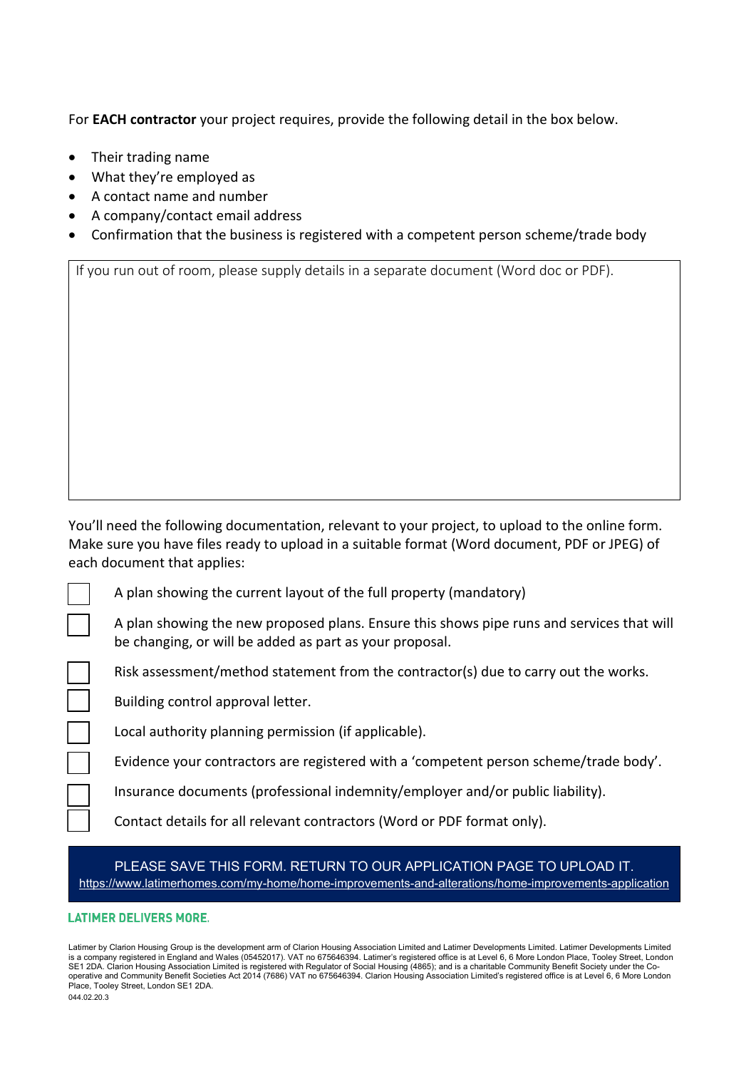For **EACH contractor** your project requires, provide the following detail in the box below.

- Their trading name
- What they're employed as
- A contact name and number
- A company/contact email address
- Confirmation that the business is registered with a competent person scheme/trade body

If you run out of room, please supply details in a separate document (Word doc or PDF).

You'll need the following documentation, relevant to your project, to upload to the online form. Make sure you have files ready to upload in a suitable format (Word document, PDF or JPEG) of each document that applies:

- [ ] A plan showing the current layout of the full property (mandatory)
- [ ] A plan showing the new proposed plans. Ensure this shows pipe runs and services that will be changing, or will be added as part as your proposal.
- [ ] Risk assessment/method statement from the contractor(s) due to carry out the works.
- [ ] Building control approval letter.
- [ ] Local authority planning permission (if applicable).
- [ ] Evidence your contractors are registered with a 'competent person scheme/trade body'.
- [ ] Insurance documents (professional indemnity/employer and/or public liability).
- [ ] Contact details for all relevant contractors (Word or PDF format only).

PLEASE SAVE THIS FORM. RETURN TO OUR APPLICATION PAGE TO UPLOAD IT.
https://www.latimerhomes.com/my-home/home-improvements-and-alterations/home-improvements-application

**LATIMER DELIVERS MORE.**

Latimer by Clarion Housing Group is the development arm of Clarion Housing Association Limited and Latimer Developments Limited. Latimer Developments Limited is a company registered in England and Wales (05452017). VAT no 675646394. Latimer's registered office is at Level 6, 6 More London Place, Tooley Street, London SE1 2DA. Clarion Housing Association Limited is registered with Regulator of Social Housing (4865); and is a charitable Community Benefit Society under the Co-operative and Community Benefit Societies Act 2014 (7686) VAT no 675646394. Clarion Housing Association Limited's registered office is at Level 6, 6 More London Place, Tooley Street, London SE1 2DA.

044.02.20.3